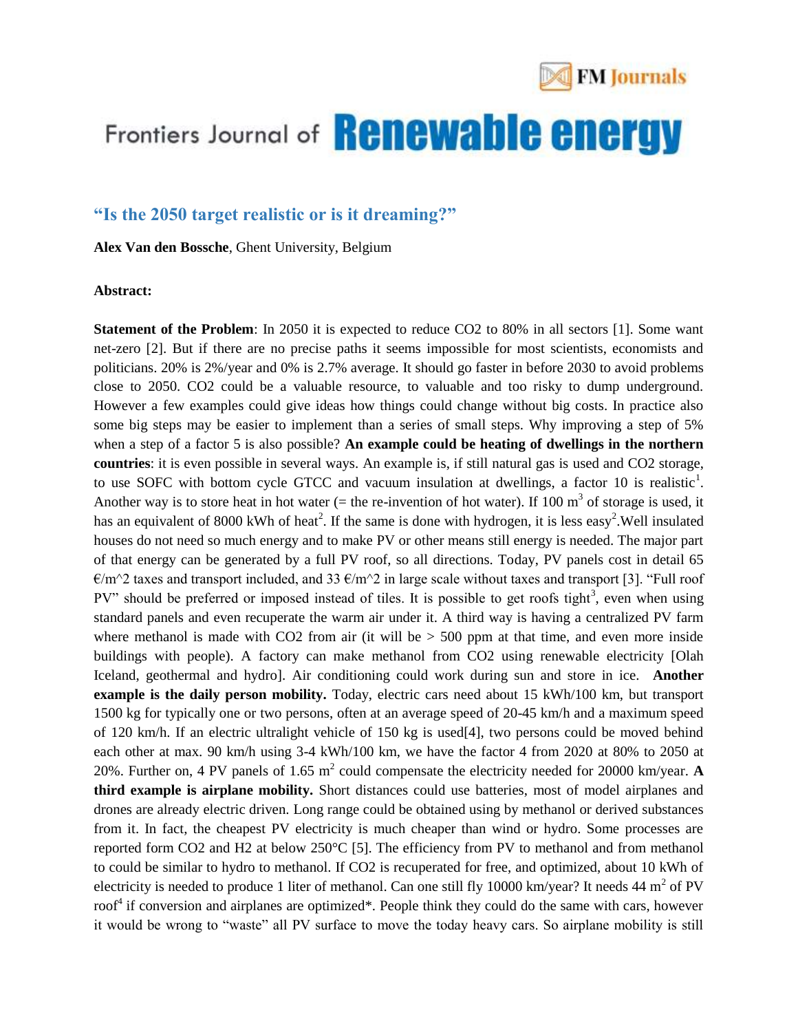# Frontiers Journal of Renewable energy

## "Is the 2050 target realistic or is it dreaming?"

**Alex Van den Bossche**, Ghent University, Belgium

**Abstract:**

**Statement of the Problem**: In 2050 it is expected to reduce CO2 to 80% in all sectors [1]. Some want net-zero [2]. But if there are no precise paths it seems impossible for most scientists, economists and politicians. 20% is 2%/year and 0% is 2.7% average. It should go faster in before 2030 to avoid problems close to 2050. CO2 could be a valuable resource, to valuable and too risky to dump underground. However a few examples could give ideas how things could change without big costs. In practice also some big steps may be easier to implement than a series of small steps. Why improving a step of 5% when a step of a factor 5 is also possible? **An example could be heating of dwellings in the northern countries**: it is even possible in several ways. An example is, if still natural gas is used and CO2 storage, to use SOFC with bottom cycle GTCC and vacuum insulation at dwellings, a factor 10 is realistic[1]. Another way is to store heat in hot water (= the re-invention of hot water). If 100 $m^3$ of storage is used, it has an equivalent of 8000 kWh of heat[2]. If the same is done with hydrogen, it is less easy[2].Well insulated houses do not need so much energy and to make PV or other means still energy is needed. The major part of that energy can be generated by a full PV roof, so all directions. Today, PV panels cost in detail 65 €/m^2 taxes and transport included, and 33 €/m^2 in large scale without taxes and transport [3]. "Full roof PV" should be preferred or imposed instead of tiles. It is possible to get roofs tight[3], even when using standard panels and even recuperate the warm air under it. A third way is having a centralized PV farm where methanol is made with CO2 from air (it will be > 500 ppm at that time, and even more inside buildings with people). A factory can make methanol from CO2 using renewable electricity [Olah Iceland, geothermal and hydro]. Air conditioning could work during sun and store in ice. **Another example is the daily person mobility.** Today, electric cars need about 15 kWh/100 km, but transport 1500 kg for typically one or two persons, often at an average speed of 20-45 km/h and a maximum speed of 120 km/h. If an electric ultralight vehicle of 150 kg is used[4], two persons could be moved behind each other at max. 90 km/h using 3-4 kWh/100 km, we have the factor 4 from 2020 at 80% to 2050 at 20%. Further on, 4 PV panels of 1.65 $m^2$ could compensate the electricity needed for 20000 km/year. **A third example is airplane mobility.** Short distances could use batteries, most of model airplanes and drones are already electric driven. Long range could be obtained using by methanol or derived substances from it. In fact, the cheapest PV electricity is much cheaper than wind or hydro. Some processes are reported form CO2 and H2 at below 250°C [5]. The efficiency from PV to methanol and from methanol to could be similar to hydro to methanol. If CO2 is recuperated for free, and optimized, about 10 kWh of electricity is needed to produce 1 liter of methanol. Can one still fly 10000 km/year? It needs 44 $m^2$ of PV roof[4] if conversion and airplanes are optimized*. People think they could do the same with cars, however it would be wrong to "waste" all PV surface to move the today heavy cars. So airplane mobility is still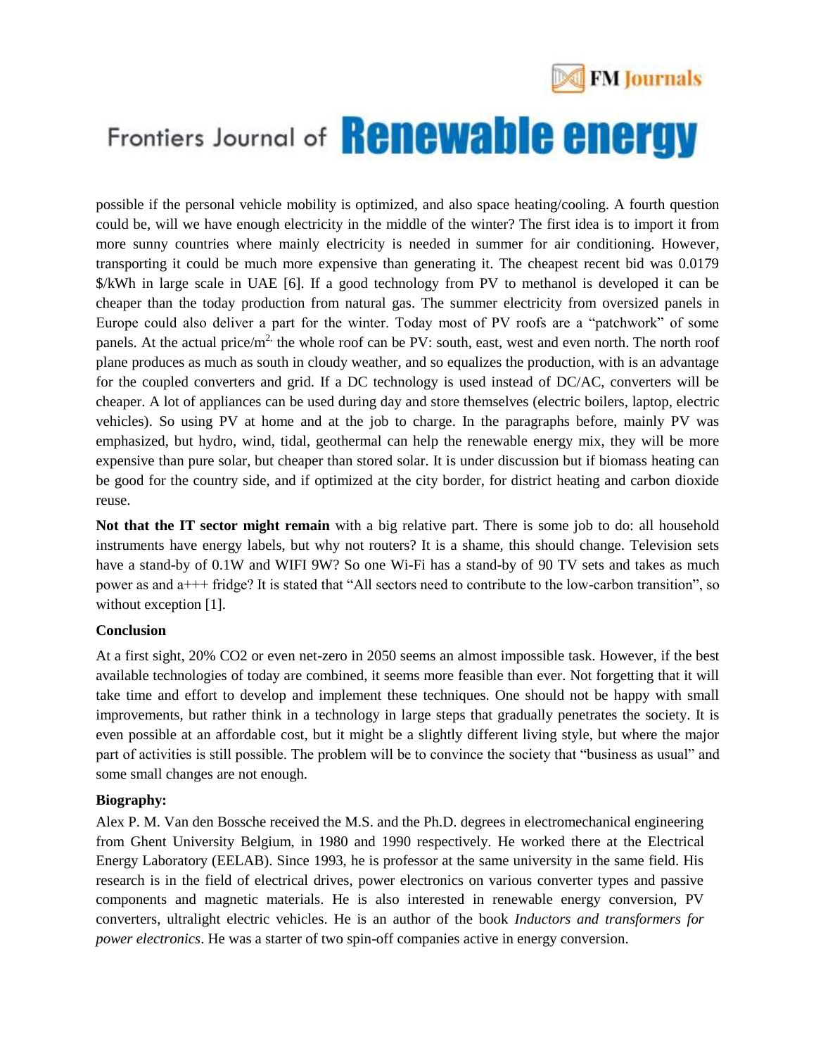possible if the personal vehicle mobility is optimized, and also space heating/cooling. A fourth question could be, will we have enough electricity in the middle of the winter? The first idea is to import it from more sunny countries where mainly electricity is needed in summer for air conditioning. However, transporting it could be much more expensive than generating it. The cheapest recent bid was 0.0179 $/kWh in large scale in UAE [6]. If a good technology from PV to methanol is developed it can be cheaper than the today production from natural gas. The summer electricity from oversized panels in Europe could also deliver a part for the winter. Today most of PV roofs are a "patchwork" of some panels. At the actual price/$m^{2,}$ the whole roof can be PV: south, east, west and even north. The north roof plane produces as much as south in cloudy weather, and so equalizes the production, with is an advantage for the coupled converters and grid. If a DC technology is used instead of DC/AC, converters will be cheaper. A lot of appliances can be used during day and store themselves (electric boilers, laptop, electric vehicles). So using PV at home and at the job to charge. In the paragraphs before, mainly PV was emphasized, but hydro, wind, tidal, geothermal can help the renewable energy mix, they will be more expensive than pure solar, but cheaper than stored solar. It is under discussion but if biomass heating can be good for the country side, and if optimized at the city border, for district heating and carbon dioxide reuse.

**Not that the IT sector might remain** with a big relative part. There is some job to do: all household instruments have energy labels, but why not routers? It is a shame, this should change. Television sets have a stand-by of 0.1W and WIFI 9W? So one Wi-Fi has a stand-by of 90 TV sets and takes as much power as and a+++ fridge? It is stated that "All sectors need to contribute to the low-carbon transition", so without exception [1].

### Conclusion

At a first sight, 20% CO2 or even net-zero in 2050 seems an almost impossible task. However, if the best available technologies of today are combined, it seems more feasible than ever. Not forgetting that it will take time and effort to develop and implement these techniques. One should not be happy with small improvements, but rather think in a technology in large steps that gradually penetrates the society. It is even possible at an affordable cost, but it might be a slightly different living style, but where the major part of activities is still possible. The problem will be to convince the society that "business as usual" and some small changes are not enough.

### Biography:

Alex P. M. Van den Bossche received the M.S. and the Ph.D. degrees in electromechanical engineering from Ghent University Belgium, in 1980 and 1990 respectively. He worked there at the Electrical Energy Laboratory (EELAB). Since 1993, he is professor at the same university in the same field. His research is in the field of electrical drives, power electronics on various converter types and passive components and magnetic materials. He is also interested in renewable energy conversion, PV converters, ultralight electric vehicles. He is an author of the book *Inductors and transformers for power electronics*. He was a starter of two spin-off companies active in energy conversion.